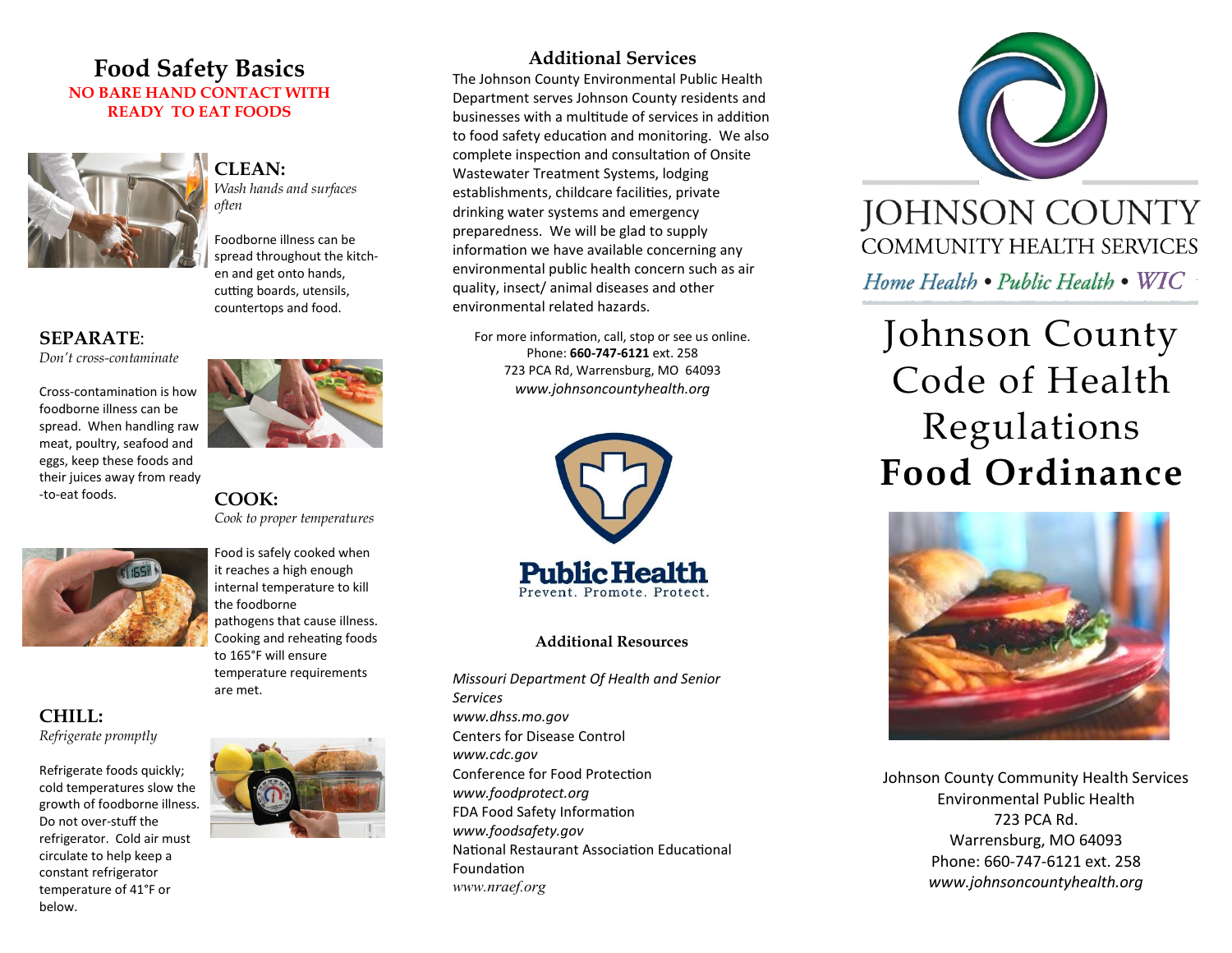## Food Safety Basics

**NO BARE HAND CONTACT WITH READY TO EAT FOODS**

### CLEAN:

*Wash hands and surfaces often*

Foodborne illness can be spread throughout the kitchen and get onto hands, cutting boards, utensils, countertops and food.

### SEPARATE:

*Don't cross-contaminate*

Cross-contamination is how foodborne illness can be spread. When handling raw meat, poultry, seafood and eggs, keep these foods and their juices away from ready-to-eat foods.

### COOK:

*Cook to proper temperatures*

Food is safely cooked when it reaches a high enough internal temperature to kill the foodborne pathogens that cause illness. Cooking and reheating foods to 165°F will ensure temperature requirements are met.

### CHILL:

*Refrigerate promptly*

Refrigerate foods quickly; cold temperatures slow the growth of foodborne illness. Do not over-stuff the refrigerator. Cold air must circulate to help keep a constant refrigerator temperature of 41°F or below.

## Additional Services

The Johnson County Environmental Public Health Department serves Johnson County residents and businesses with a multitude of services in addition to food safety education and monitoring. We also complete inspection and consultation of Onsite Wastewater Treatment Systems, lodging establishments, childcare facilities, private drinking water systems and emergency preparedness. We will be glad to supply information we have available concerning any environmental public health concern such as air quality, insect/ animal diseases and other environmental related hazards.

For more information, call, stop or see us online.
Phone: **660-747-6121** ext. 258
723 PCA Rd, Warrensburg, MO 64093
*www.johnsoncountyhealth.org*

**Public Health**
Prevent. Promote. Protect.

### Additional Resources

*Missouri Department Of Health and Senior Services*
*www.dhss.mo.gov*
Centers for Disease Control
*www.cdc.gov*
Conference for Food Protection
*www.foodprotect.org*
FDA Food Safety Information
*www.foodsafety.gov*
National Restaurant Association Educational Foundation
*www.nraef.org*

JOHNSON COUNTY
COMMUNITY HEALTH SERVICES
*Home Health • Public Health • WIC*

# Johnson County Code of Health Regulations **Food Ordinance**

Johnson County Community Health Services
Environmental Public Health
723 PCA Rd.
Warrensburg, MO 64093
Phone: 660-747-6121 ext. 258
*www.johnsoncountyhealth.org*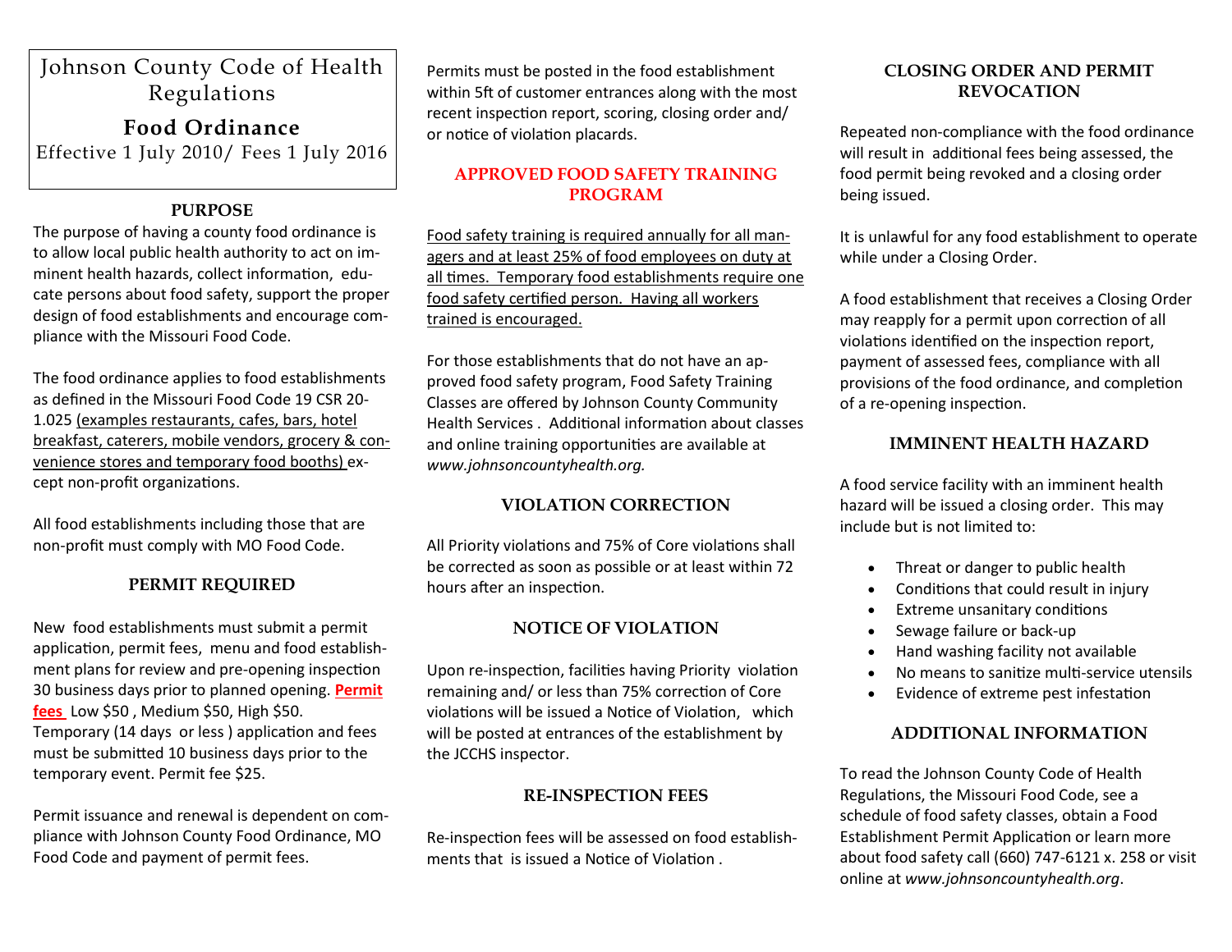# Johnson County Code of Health Regulations

## Food Ordinance

Effective 1 July 2010/ Fees 1 July 2016

### PURPOSE

The purpose of having a county food ordinance is to allow local public health authority to act on imminent health hazards, collect information, educate persons about food safety, support the proper design of food establishments and encourage compliance with the Missouri Food Code.

The food ordinance applies to food establishments as defined in the Missouri Food Code 19 CSR 20-1.025 (examples restaurants, cafes, bars, hotel breakfast, caterers, mobile vendors, grocery & convenience stores and temporary food booths) except non-profit organizations.

All food establishments including those that are non-profit must comply with MO Food Code.

### PERMIT REQUIRED

New food establishments must submit a permit application, permit fees, menu and food establishment plans for review and pre-opening inspection 30 business days prior to planned opening. **Permit fees** Low $50 , Medium $50, High $50. Temporary (14 days or less ) application and fees must be submitted 10 business days prior to the temporary event. Permit fee $25.

Permit issuance and renewal is dependent on compliance with Johnson County Food Ordinance, MO Food Code and payment of permit fees.

Permits must be posted in the food establishment within 5ft of customer entrances along with the most recent inspection report, scoring, closing order and/ or notice of violation placards.

### APPROVED FOOD SAFETY TRAINING PROGRAM

Food safety training is required annually for all managers and at least 25% of food employees on duty at all times. Temporary food establishments require one food safety certified person. Having all workers trained is encouraged.

For those establishments that do not have an approved food safety program, Food Safety Training Classes are offered by Johnson County Community Health Services . Additional information about classes and online training opportunities are available at *www.johnsoncountyhealth.org.*

### VIOLATION CORRECTION

All Priority violations and 75% of Core violations shall be corrected as soon as possible or at least within 72 hours after an inspection.

### NOTICE OF VIOLATION

Upon re-inspection, facilities having Priority violation remaining and/ or less than 75% correction of Core violations will be issued a Notice of Violation, which will be posted at entrances of the establishment by the JCCHS inspector.

### RE-INSPECTION FEES

Re-inspection fees will be assessed on food establishments that is issued a Notice of Violation .

### CLOSING ORDER AND PERMIT REVOCATION

Repeated non-compliance with the food ordinance will result in additional fees being assessed, the food permit being revoked and a closing order being issued.

It is unlawful for any food establishment to operate while under a Closing Order.

A food establishment that receives a Closing Order may reapply for a permit upon correction of all violations identified on the inspection report, payment of assessed fees, compliance with all provisions of the food ordinance, and completion of a re-opening inspection.

### IMMINENT HEALTH HAZARD

A food service facility with an imminent health hazard will be issued a closing order. This may include but is not limited to:

- Threat or danger to public health
- Conditions that could result in injury
- Extreme unsanitary conditions
- Sewage failure or back-up
- Hand washing facility not available
- No means to sanitize multi-service utensils
- Evidence of extreme pest infestation

### ADDITIONAL INFORMATION

To read the Johnson County Code of Health Regulations, the Missouri Food Code, see a schedule of food safety classes, obtain a Food Establishment Permit Application or learn more about food safety call (660) 747-6121 x. 258 or visit online at *www.johnsoncountyhealth.org*.